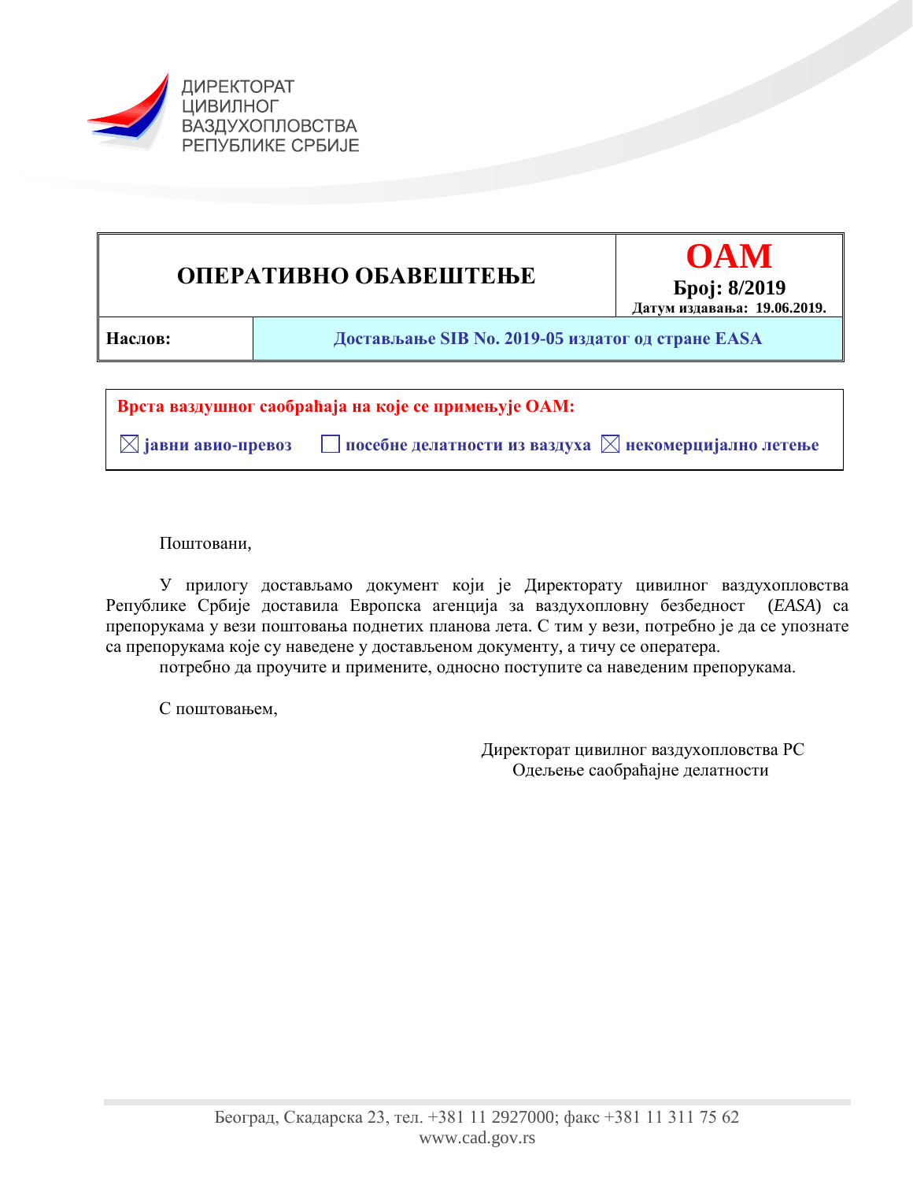ДИРЕКТОРАТ
ЦИВИЛНОГ
ВАЗДУХОПЛОВСТВА
РЕПУБЛИКЕ СРБИЈЕ

| | |
|---|---|
| **ОПЕРАТИВНО ОБАВЕШТЕЊЕ** | **OAM** **Број: 8/2019** **Датум издавања: 19.06.2019.** |
| **Наслов:** | **Достављање SIB No. 2019-05 издатог од стране EASA** |

**Врста ваздушног саобраћаја на које се примењује ОАМ:**

☒ **јавни авио-превоз** ☐ **посебне делатности из ваздуха** ☒ **некомерцијално летење**

Поштовани,

У прилогу достављамо документ који је Директорату цивилног ваздухопловства Републике Србије доставила Европска агенција за ваздухопловну безбедност (*EASA*) са препорукама у вези поштовања поднетих планова лета. С тим у вези, потребно је да се упознате са препорукама које су наведене у достављеном документу, а тичу се оператера.
потребно да проучите и примените, односно поступите са наведеним препорукама.

С поштовањем,

Директорат цивилног ваздухопловства РС
Одељење саобраћајне делатности

Београд, Скадарска 23, тел. +381 11 2927000; факс +381 11 311 75 62
www.cad.gov.rs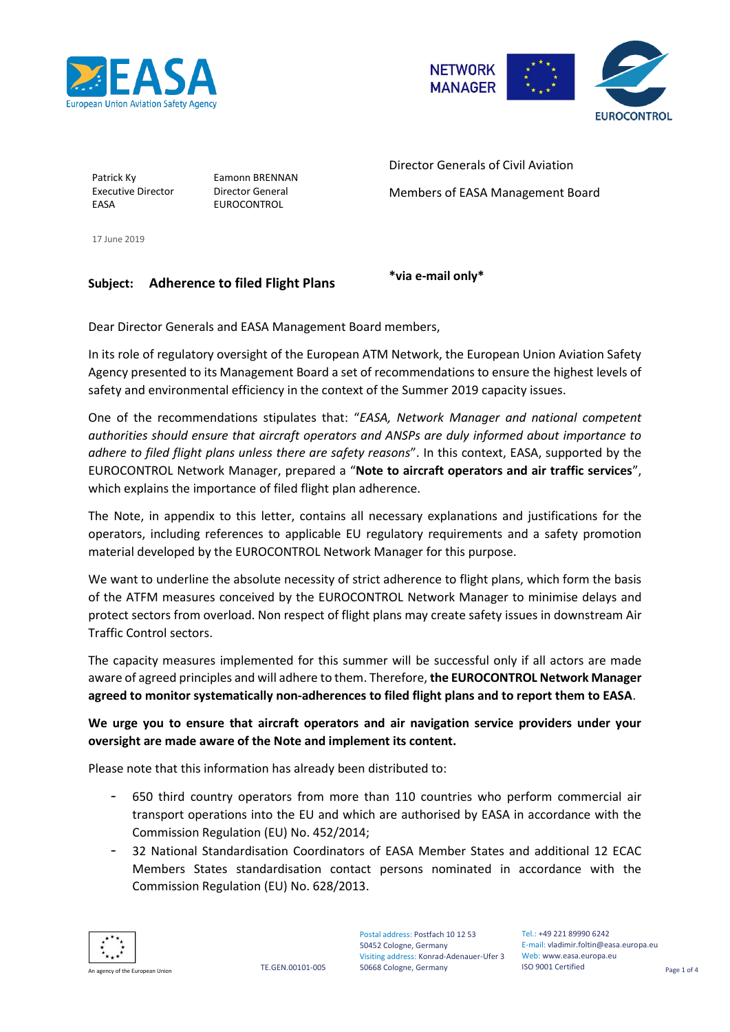Patrick Ky
Executive Director
EASA

Eamonn BRENNAN
Director General
EUROCONTROL

Director Generals of Civil Aviation

Members of EASA Management Board

17 June 2019

**Subject: Adherence to filed Flight Plans**

***via e-mail only***

Dear Director Generals and EASA Management Board members,

In its role of regulatory oversight of the European ATM Network, the European Union Aviation Safety Agency presented to its Management Board a set of recommendations to ensure the highest levels of safety and environmental efficiency in the context of the Summer 2019 capacity issues.

One of the recommendations stipulates that: "*EASA, Network Manager and national competent authorities should ensure that aircraft operators and ANSPs are duly informed about importance to adhere to filed flight plans unless there are safety reasons*". In this context, EASA, supported by the EUROCONTROL Network Manager, prepared a "**Note to aircraft operators and air traffic services**", which explains the importance of filed flight plan adherence.

The Note, in appendix to this letter, contains all necessary explanations and justifications for the operators, including references to applicable EU regulatory requirements and a safety promotion material developed by the EUROCONTROL Network Manager for this purpose.

We want to underline the absolute necessity of strict adherence to flight plans, which form the basis of the ATFM measures conceived by the EUROCONTROL Network Manager to minimise delays and protect sectors from overload. Non respect of flight plans may create safety issues in downstream Air Traffic Control sectors.

The capacity measures implemented for this summer will be successful only if all actors are made aware of agreed principles and will adhere to them. Therefore, **the EUROCONTROL Network Manager agreed to monitor systematically non-adherences to filed flight plans and to report them to EASA**.

**We urge you to ensure that aircraft operators and air navigation service providers under your oversight are made aware of the Note and implement its content.**

Please note that this information has already been distributed to:

- 650 third country operators from more than 110 countries who perform commercial air transport operations into the EU and which are authorised by EASA in accordance with the Commission Regulation (EU) No. 452/2014;
- 32 National Standardisation Coordinators of EASA Member States and additional 12 ECAC Members States standardisation contact persons nominated in accordance with the Commission Regulation (EU) No. 628/2013.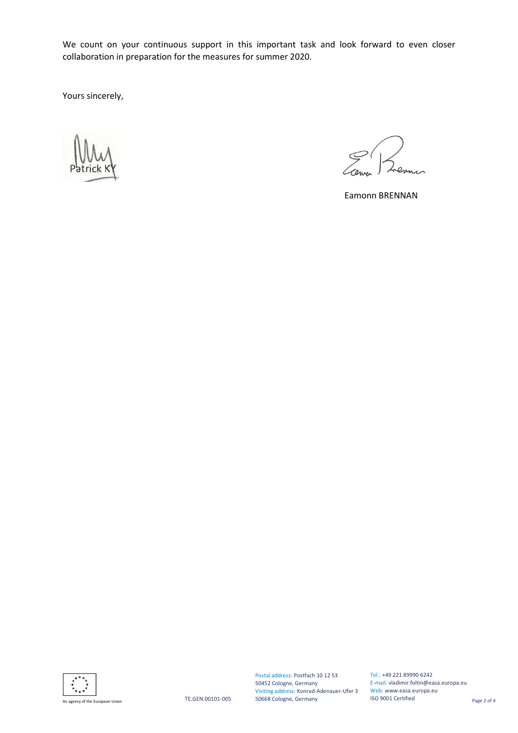We count on your continuous support in this important task and look forward to even closer collaboration in preparation for the measures for summer 2020.

Yours sincerely,

Patrick KY

Eamonn BRENNAN

An agency of the European Union

TE.GEN.00101-005

Postal address: Postfach 10 12 53
50452 Cologne, Germany
Visiting address: Konrad-Adenauer-Ufer 3
50668 Cologne, Germany

Tel.: +49 221 89990 6242
E-mail: vladimir.foltin@easa.europa.eu
Web: www.easa.europa.eu
ISO 9001 Certified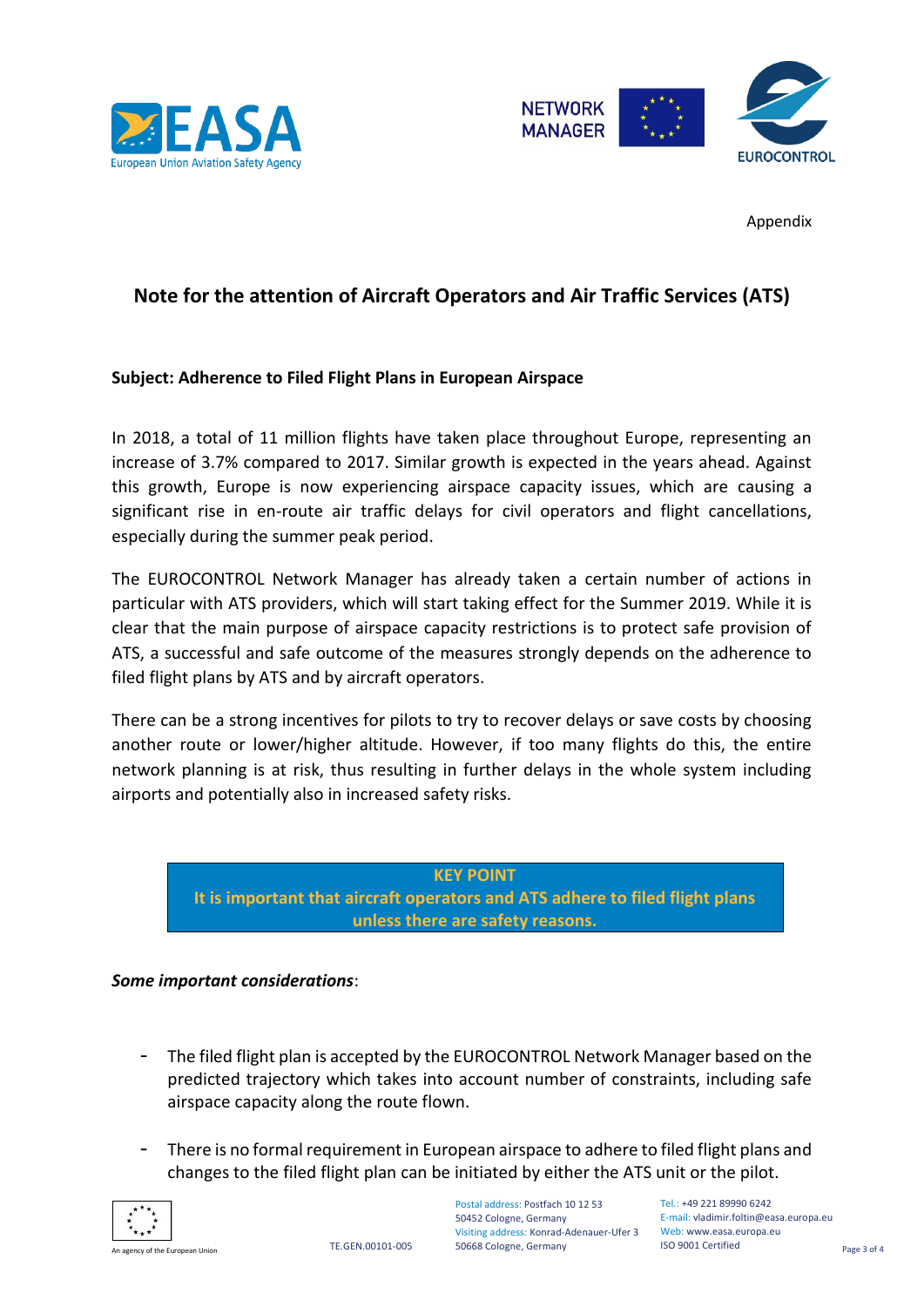Appendix

## Note for the attention of Aircraft Operators and Air Traffic Services (ATS)

**Subject: Adherence to Filed Flight Plans in European Airspace**

In 2018, a total of 11 million flights have taken place throughout Europe, representing an increase of 3.7% compared to 2017. Similar growth is expected in the years ahead. Against this growth, Europe is now experiencing airspace capacity issues, which are causing a significant rise in en-route air traffic delays for civil operators and flight cancellations, especially during the summer peak period.

The EUROCONTROL Network Manager has already taken a certain number of actions in particular with ATS providers, which will start taking effect for the Summer 2019. While it is clear that the main purpose of airspace capacity restrictions is to protect safe provision of ATS, a successful and safe outcome of the measures strongly depends on the adherence to filed flight plans by ATS and by aircraft operators.

There can be a strong incentives for pilots to try to recover delays or save costs by choosing another route or lower/higher altitude. However, if too many flights do this, the entire network planning is at risk, thus resulting in further delays in the whole system including airports and potentially also in increased safety risks.

> **KEY POINT**
> **It is important that aircraft operators and ATS adhere to filed flight plans unless there are safety reasons.**

***Some important considerations***:

- The filed flight plan is accepted by the EUROCONTROL Network Manager based on the predicted trajectory which takes into account number of constraints, including safe airspace capacity along the route flown.
- There is no formal requirement in European airspace to adhere to filed flight plans and changes to the filed flight plan can be initiated by either the ATS unit or the pilot.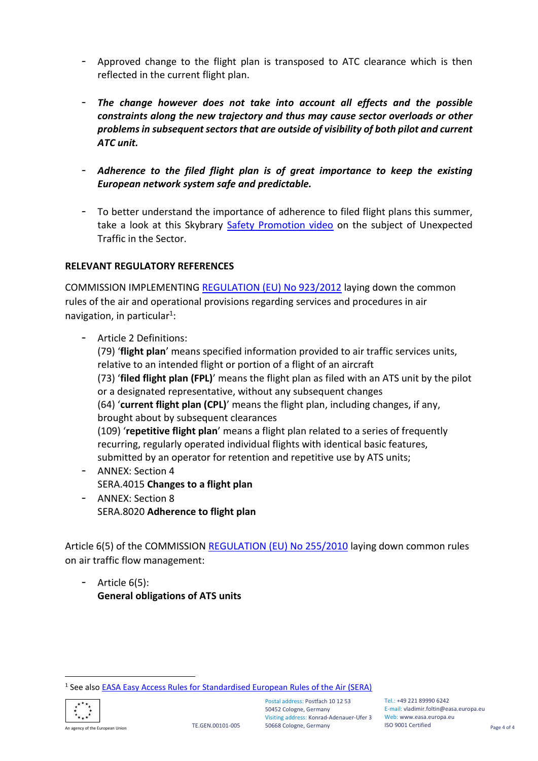- Approved change to the flight plan is transposed to ATC clearance which is then reflected in the current flight plan.

- ***The change however does not take into account all effects and the possible constraints along the new trajectory and thus may cause sector overloads or other problems in subsequent sectors that are outside of visibility of both pilot and current ATC unit.***

- ***Adherence to the filed flight plan is of great importance to keep the existing European network system safe and predictable.***

- To better understand the importance of adherence to filed flight plans this summer, take a look at this Skybrary Safety Promotion video on the subject of Unexpected Traffic in the Sector.

**RELEVANT REGULATORY REFERENCES**

COMMISSION IMPLEMENTING REGULATION (EU) No 923/2012 laying down the common rules of the air and operational provisions regarding services and procedures in air navigation, in particular[1]:

- Article 2 Definitions:
  (79) '**flight plan**' means specified information provided to air traffic services units, relative to an intended flight or portion of a flight of an aircraft
  (73) '**filed flight plan (FPL)**' means the flight plan as filed with an ATS unit by the pilot or a designated representative, without any subsequent changes
  (64) '**current flight plan (CPL)**' means the flight plan, including changes, if any, brought about by subsequent clearances
  (109) '**repetitive flight plan**' means a flight plan related to a series of frequently recurring, regularly operated individual flights with identical basic features, submitted by an operator for retention and repetitive use by ATS units;
- ANNEX: Section 4
  SERA.4015 **Changes to a flight plan**
- ANNEX: Section 8
  SERA.8020 **Adherence to flight plan**

Article 6(5) of the COMMISSION REGULATION (EU) No 255/2010 laying down common rules on air traffic flow management:

- Article 6(5):
  **General obligations of ATS units**

[1] See also EASA Easy Access Rules for Standardised European Rules of the Air (SERA)